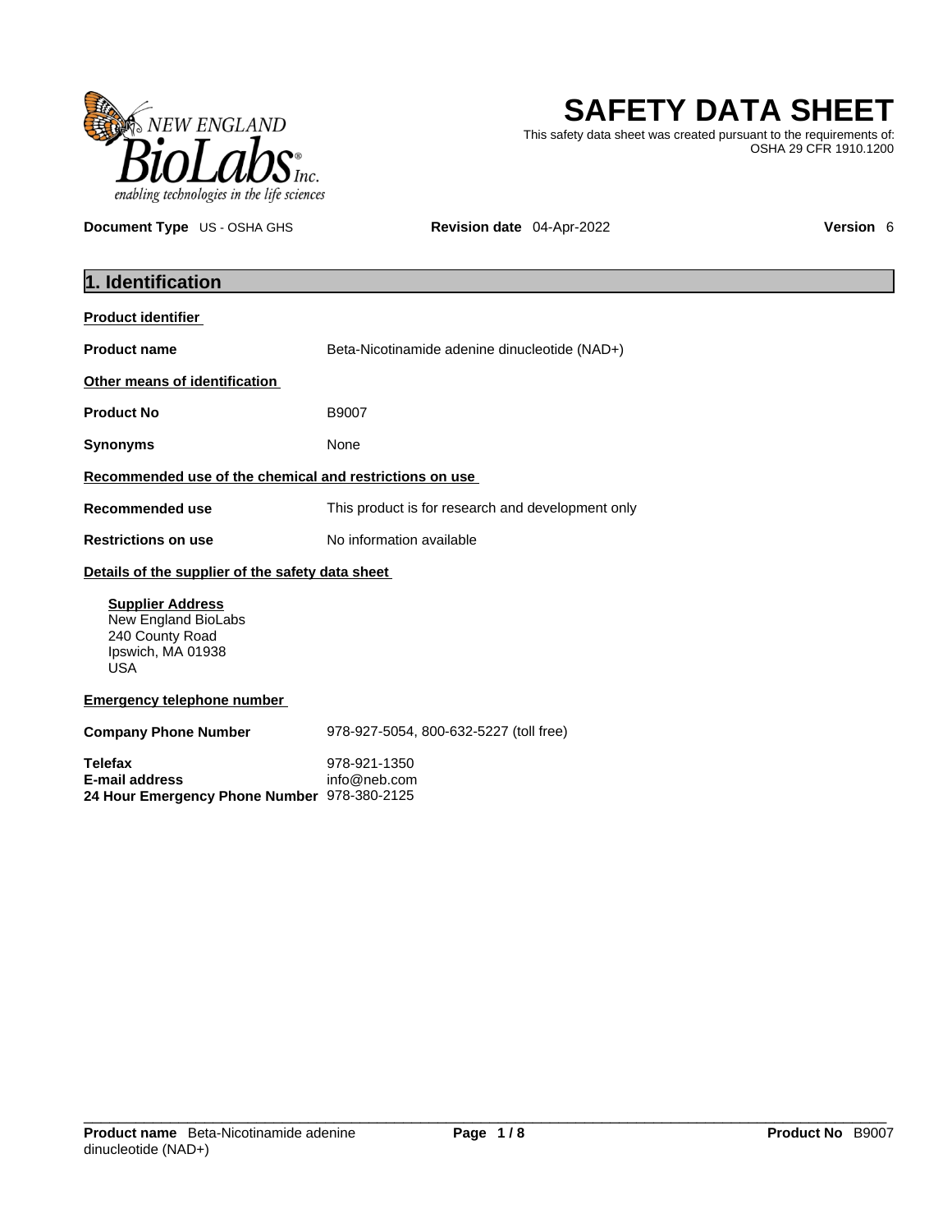# SAFETY DATA SHEET

This safety data sheet was created pursuant to the requirements of: OSHA 29 CFR 1910.1200

**Document Type** US - OSHA GHS **Revision date** 04-Apr-2022 **Version** 6

## 1. Identification

**Product identifier**

**Product name** Beta-Nicotinamide adenine dinucleotide (NAD+)

**Other means of identification**

**Product No** B9007

**Synonyms** None

**Recommended use of the chemical and restrictions on use**

**Recommended use** This product is for research and development only

**Restrictions on use** No information available

**Details of the supplier of the safety data sheet**

**Supplier Address**
New England BioLabs
240 County Road
Ipswich, MA 01938
USA

**Emergency telephone number**

**Company Phone Number** 978-927-5054, 800-632-5227 (toll free)

**Telefax** 978-921-1350
**E-mail address** info@neb.com
**24 Hour Emergency Phone Number** 978-380-2125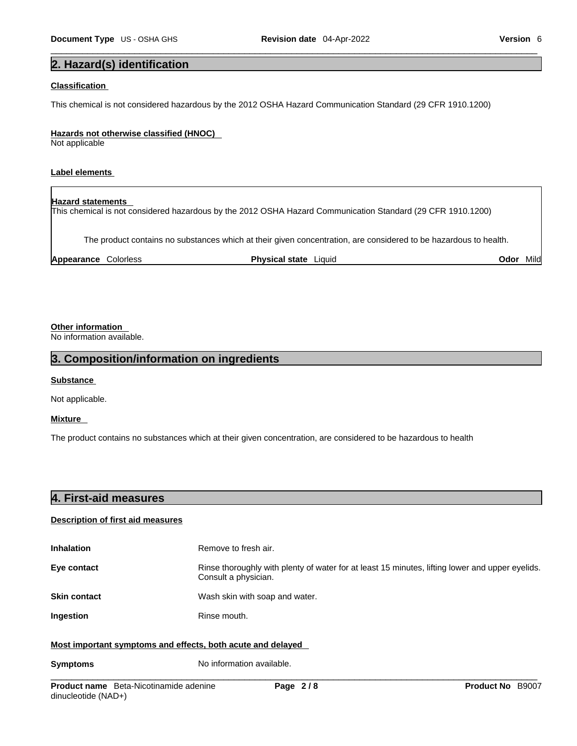## 2. Hazard(s) identification

**Classification**

This chemical is not considered hazardous by the 2012 OSHA Hazard Communication Standard (29 CFR 1910.1200)

**Hazards not otherwise classified (HNOC)**

Not applicable

**Label elements**

**Hazard statements**

This chemical is not considered hazardous by the 2012 OSHA Hazard Communication Standard (29 CFR 1910.1200)

The product contains no substances which at their given concentration, are considered to be hazardous to health.

**Appearance** Colorless **Physical state** Liquid **Odor** Mild

**Other information**

No information available.

## 3. Composition/information on ingredients

**Substance**

Not applicable.

**Mixture**

The product contains no substances which at their given concentration, are considered to be hazardous to health

## 4. First-aid measures

**Description of first aid measures**

**Inhalation** Remove to fresh air.

**Eye contact** Rinse thoroughly with plenty of water for at least 15 minutes, lifting lower and upper eyelids. Consult a physician.

**Skin contact** Wash skin with soap and water.

**Ingestion** Rinse mouth.

**Most important symptoms and effects, both acute and delayed**

**Symptoms** No information available.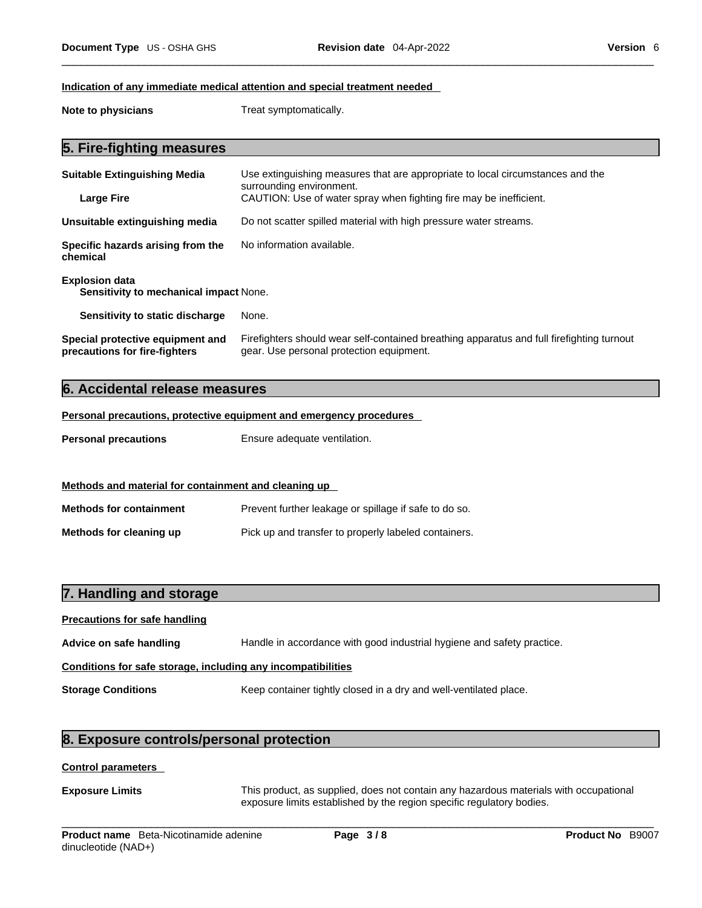#### Indication of any immediate medical attention and special treatment needed

**Note to physicians** Treat symptomatically.

## 5. Fire-fighting measures

**Suitable Extinguishing Media** Use extinguishing measures that are appropriate to local circumstances and the surrounding environment.

**Large Fire** CAUTION: Use of water spray when fighting fire may be inefficient.

**Unsuitable extinguishing media** Do not scatter spilled material with high pressure water streams.

**Specific hazards arising from the chemical** No information available.

**Explosion data**

**Sensitivity to mechanical impact** None.

**Sensitivity to static discharge** None.

**Special protective equipment and precautions for fire-fighters** Firefighters should wear self-contained breathing apparatus and full firefighting turnout gear. Use personal protection equipment.

## 6. Accidental release measures

#### Personal precautions, protective equipment and emergency procedures

**Personal precautions** Ensure adequate ventilation.

#### Methods and material for containment and cleaning up

**Methods for containment** Prevent further leakage or spillage if safe to do so.

**Methods for cleaning up** Pick up and transfer to properly labeled containers.

## 7. Handling and storage

#### Precautions for safe handling

**Advice on safe handling** Handle in accordance with good industrial hygiene and safety practice.

#### Conditions for safe storage, including any incompatibilities

**Storage Conditions** Keep container tightly closed in a dry and well-ventilated place.

## 8. Exposure controls/personal protection

#### Control parameters

**Exposure Limits** This product, as supplied, does not contain any hazardous materials with occupational exposure limits established by the region specific regulatory bodies.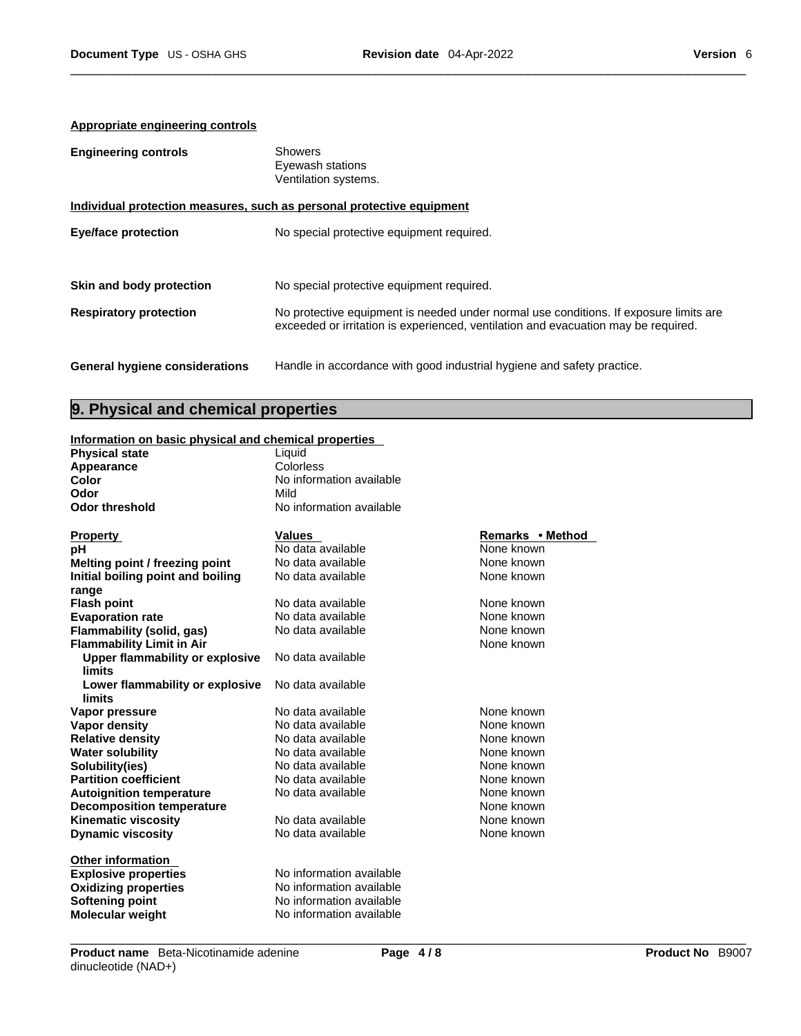**Appropriate engineering controls**

| | |
|---|---|
| **Engineering controls** | Showers<br>Eyewash stations<br>Ventilation systems. |

**Individual protection measures, such as personal protective equipment**

| | |
|---|---|
| **Eye/face protection** | No special protective equipment required. |
| **Skin and body protection** | No special protective equipment required. |
| **Respiratory protection** | No protective equipment is needed under normal use conditions. If exposure limits are exceeded or irritation is experienced, ventilation and evacuation may be required. |
| **General hygiene considerations** | Handle in accordance with good industrial hygiene and safety practice. |

## 9. Physical and chemical properties

**Information on basic physical and chemical properties**

| | |
|---|---|
| **Physical state** | Liquid |
| **Appearance** | Colorless |
| **Color** | No information available |
| **Odor** | Mild |
| **Odor threshold** | No information available |

| Property | Values | Remarks • Method |
|---|---|---|
| **pH** | No data available | None known |
| **Melting point / freezing point** | No data available | None known |
| **Initial boiling point and boiling range** | No data available | None known |
| **Flash point** | No data available | None known |
| **Evaporation rate** | No data available | None known |
| **Flammability (solid, gas)** | No data available | None known |
| **Flammability Limit in Air** | | None known |
| **Upper flammability or explosive limits** | No data available | |
| **Lower flammability or explosive limits** | No data available | |
| **Vapor pressure** | No data available | None known |
| **Vapor density** | No data available | None known |
| **Relative density** | No data available | None known |
| **Water solubility** | No data available | None known |
| **Solubility(ies)** | No data available | None known |
| **Partition coefficient** | No data available | None known |
| **Autoignition temperature** | No data available | None known |
| **Decomposition temperature** | | None known |
| **Kinematic viscosity** | No data available | None known |
| **Dynamic viscosity** | No data available | None known |

**Other information**

| | |
|---|---|
| **Explosive properties** | No information available |
| **Oxidizing properties** | No information available |
| **Softening point** | No information available |
| **Molecular weight** | No information available |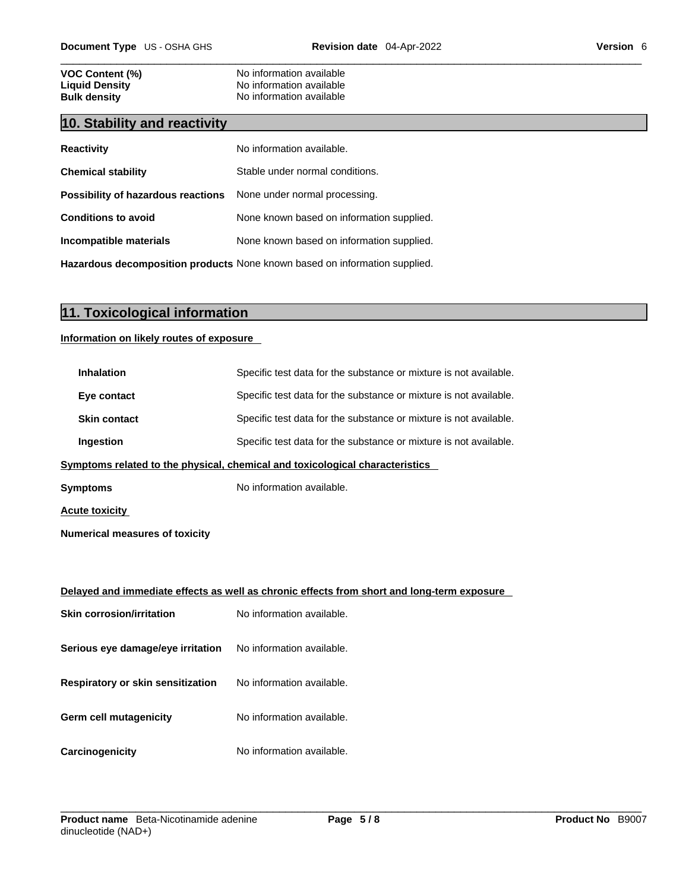| | |
|---|---|
| **VOC Content (%)** | No information available |
| **Liquid Density** | No information available |
| **Bulk density** | No information available |

## 10. Stability and reactivity

| | |
|---|---|
| **Reactivity** | No information available. |
| **Chemical stability** | Stable under normal conditions. |
| **Possibility of hazardous reactions** | None under normal processing. |
| **Conditions to avoid** | None known based on information supplied. |
| **Incompatible materials** | None known based on information supplied. |
| **Hazardous decomposition products** | None known based on information supplied. |

## 11. Toxicological information

**Information on likely routes of exposure**

| | |
|---|---|
| **Inhalation** | Specific test data for the substance or mixture is not available. |
| **Eye contact** | Specific test data for the substance or mixture is not available. |
| **Skin contact** | Specific test data for the substance or mixture is not available. |
| **Ingestion** | Specific test data for the substance or mixture is not available. |

**Symptoms related to the physical, chemical and toxicological characteristics**

**Symptoms** No information available.

**Acute toxicity**

**Numerical measures of toxicity**

**Delayed and immediate effects as well as chronic effects from short and long-term exposure**

| | |
|---|---|
| **Skin corrosion/irritation** | No information available. |
| **Serious eye damage/eye irritation** | No information available. |
| **Respiratory or skin sensitization** | No information available. |
| **Germ cell mutagenicity** | No information available. |
| **Carcinogenicity** | No information available. |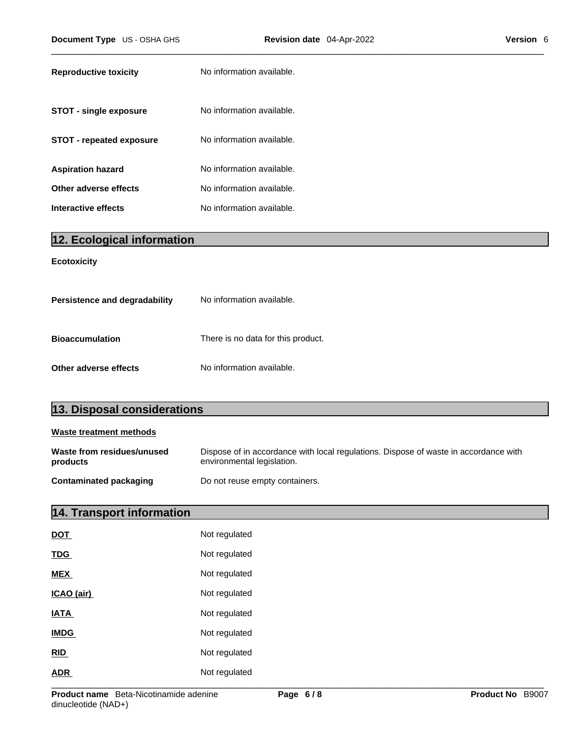| | |
|---|---|
| **Reproductive toxicity** | No information available. |
| **STOT - single exposure** | No information available. |
| **STOT - repeated exposure** | No information available. |
| **Aspiration hazard** | No information available. |
| **Other adverse effects** | No information available. |
| **Interactive effects** | No information available. |

## 12. Ecological information

**Ecotoxicity**

| | |
|---|---|
| **Persistence and degradability** | No information available. |
| **Bioaccumulation** | There is no data for this product. |
| **Other adverse effects** | No information available. |

## 13. Disposal considerations

**Waste treatment methods**

| | |
|---|---|
| **Waste from residues/unused products** | Dispose of in accordance with local regulations. Dispose of waste in accordance with environmental legislation. |
| **Contaminated packaging** | Do not reuse empty containers. |

## 14. Transport information

| | |
|---|---|
| **DOT** | Not regulated |
| **TDG** | Not regulated |
| **MEX** | Not regulated |
| **ICAO (air)** | Not regulated |
| **IATA** | Not regulated |
| **IMDG** | Not regulated |
| **RID** | Not regulated |
| **ADR** | Not regulated |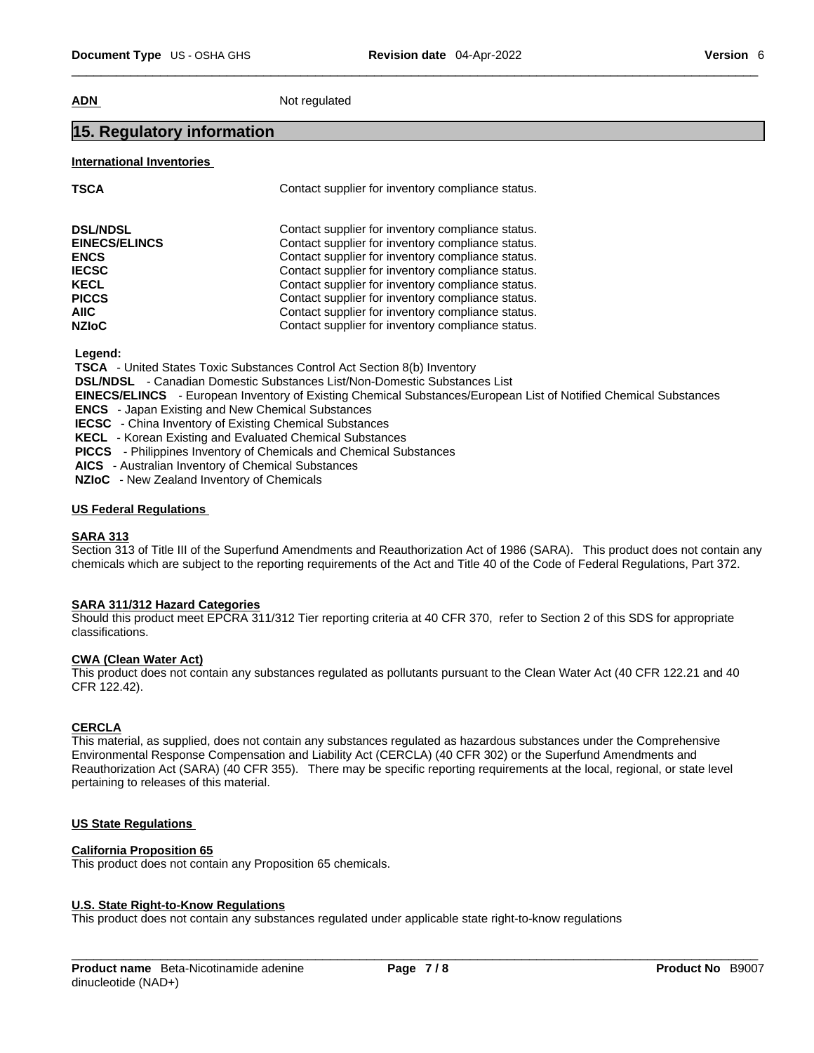**ADN** Not regulated

## 15. Regulatory information

**International Inventories**

| | |
|---|---|
| **TSCA** | Contact supplier for inventory compliance status. |
| **DSL/NDSL** | Contact supplier for inventory compliance status. |
| **EINECS/ELINCS** | Contact supplier for inventory compliance status. |
| **ENCS** | Contact supplier for inventory compliance status. |
| **IECSC** | Contact supplier for inventory compliance status. |
| **KECL** | Contact supplier for inventory compliance status. |
| **PICCS** | Contact supplier for inventory compliance status. |
| **AIIC** | Contact supplier for inventory compliance status. |
| **NZIoC** | Contact supplier for inventory compliance status. |

**Legend:**

**TSCA** - United States Toxic Substances Control Act Section 8(b) Inventory
**DSL/NDSL** - Canadian Domestic Substances List/Non-Domestic Substances List
**EINECS/ELINCS** - European Inventory of Existing Chemical Substances/European List of Notified Chemical Substances
**ENCS** - Japan Existing and New Chemical Substances
**IECSC** - China Inventory of Existing Chemical Substances
**KECL** - Korean Existing and Evaluated Chemical Substances
**PICCS** - Philippines Inventory of Chemicals and Chemical Substances
**AICS** - Australian Inventory of Chemical Substances
**NZIoC** - New Zealand Inventory of Chemicals

**US Federal Regulations**

**SARA 313**
Section 313 of Title III of the Superfund Amendments and Reauthorization Act of 1986 (SARA). This product does not contain any chemicals which are subject to the reporting requirements of the Act and Title 40 of the Code of Federal Regulations, Part 372.

**SARA 311/312 Hazard Categories**
Should this product meet EPCRA 311/312 Tier reporting criteria at 40 CFR 370, refer to Section 2 of this SDS for appropriate classifications.

**CWA (Clean Water Act)**
This product does not contain any substances regulated as pollutants pursuant to the Clean Water Act (40 CFR 122.21 and 40 CFR 122.42).

**CERCLA**
This material, as supplied, does not contain any substances regulated as hazardous substances under the Comprehensive Environmental Response Compensation and Liability Act (CERCLA) (40 CFR 302) or the Superfund Amendments and Reauthorization Act (SARA) (40 CFR 355). There may be specific reporting requirements at the local, regional, or state level pertaining to releases of this material.

**US State Regulations**

**California Proposition 65**
This product does not contain any Proposition 65 chemicals.

**U.S. State Right-to-Know Regulations**
This product does not contain any substances regulated under applicable state right-to-know regulations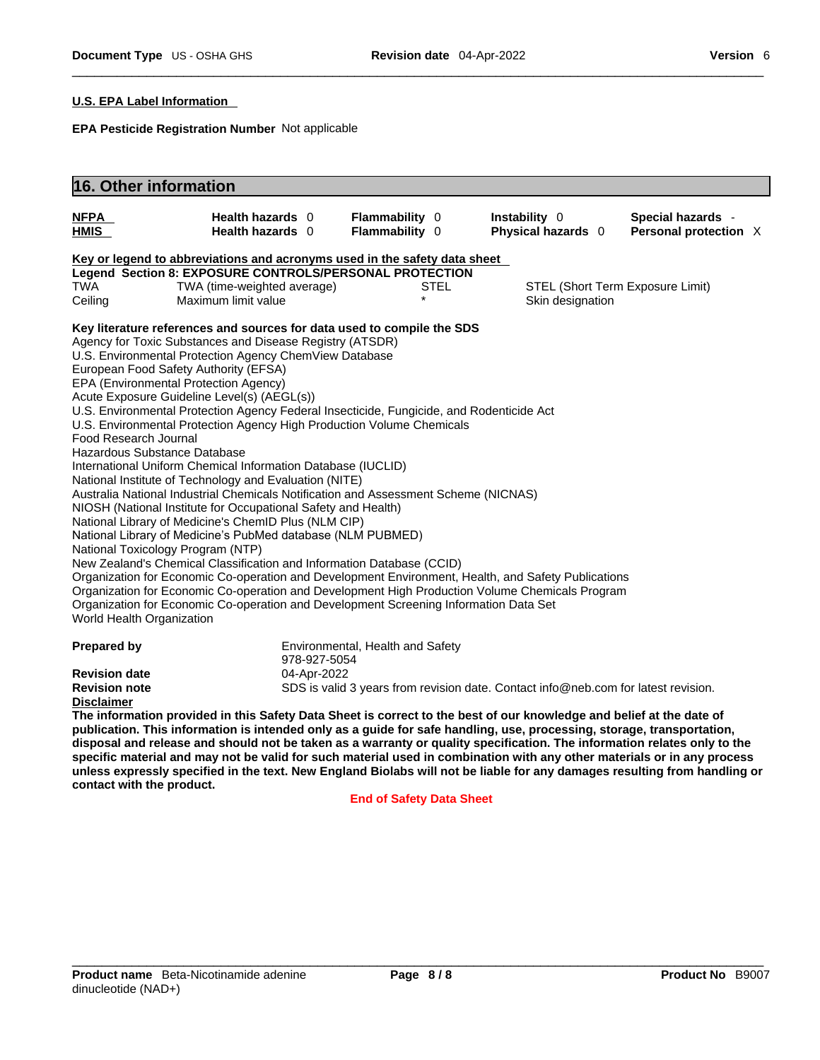**U.S. EPA Label Information**

**EPA Pesticide Registration Number** Not applicable

## 16. Other information

| | | | | |
|---|---|---|---|---|
| **NFPA** | **Health hazards** 0 | **Flammability** 0 | **Instability** 0 | **Special hazards** - |
| **HMIS** | **Health hazards** 0 | **Flammability** 0 | **Physical hazards** 0 | **Personal protection** X |

**Key or legend to abbreviations and acronyms used in the safety data sheet**

**Legend Section 8: EXPOSURE CONTROLS/PERSONAL PROTECTION**

| | | | |
|---|---|---|---|
| TWA | TWA (time-weighted average) | STEL | STEL (Short Term Exposure Limit) |
| Ceiling | Maximum limit value | * | Skin designation |

**Key literature references and sources for data used to compile the SDS**

Agency for Toxic Substances and Disease Registry (ATSDR)
U.S. Environmental Protection Agency ChemView Database
European Food Safety Authority (EFSA)
EPA (Environmental Protection Agency)
Acute Exposure Guideline Level(s) (AEGL(s))
U.S. Environmental Protection Agency Federal Insecticide, Fungicide, and Rodenticide Act
U.S. Environmental Protection Agency High Production Volume Chemicals
Food Research Journal
Hazardous Substance Database
International Uniform Chemical Information Database (IUCLID)
National Institute of Technology and Evaluation (NITE)
Australia National Industrial Chemicals Notification and Assessment Scheme (NICNAS)
NIOSH (National Institute for Occupational Safety and Health)
National Library of Medicine's ChemID Plus (NLM CIP)
National Library of Medicine's PubMed database (NLM PUBMED)
National Toxicology Program (NTP)
New Zealand's Chemical Classification and Information Database (CCID)
Organization for Economic Co-operation and Development Environment, Health, and Safety Publications
Organization for Economic Co-operation and Development High Production Volume Chemicals Program
Organization for Economic Co-operation and Development Screening Information Data Set
World Health Organization

**Prepared by** Environmental, Health and Safety
978-927-5054

**Revision date** 04-Apr-2022

**Revision note** SDS is valid 3 years from revision date. Contact info@neb.com for latest revision.

**Disclaimer**

**The information provided in this Safety Data Sheet is correct to the best of our knowledge and belief at the date of publication. This information is intended only as a guide for safe handling, use, processing, storage, transportation, disposal and release and should not be taken as a warranty or quality specification. The information relates only to the specific material and may not be valid for such material used in combination with any other materials or in any process unless expressly specified in the text. New England Biolabs will not be liable for any damages resulting from handling or contact with the product.**

**End of Safety Data Sheet**